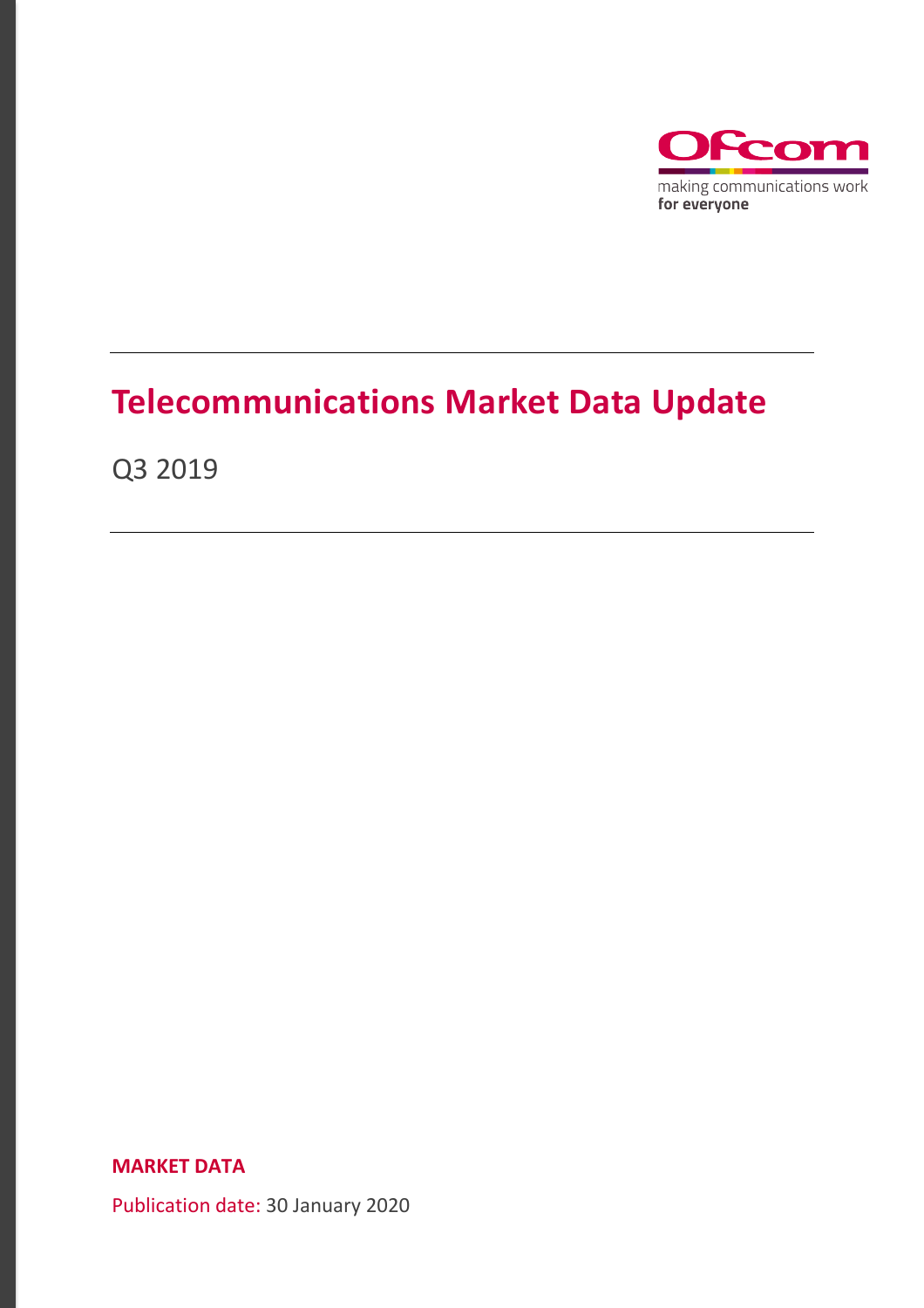Ofcom

making communications work
**for everyone**

# Telecommunications Market Data Update

Q3 2019

**MARKET DATA**

Publication date: 30 January 2020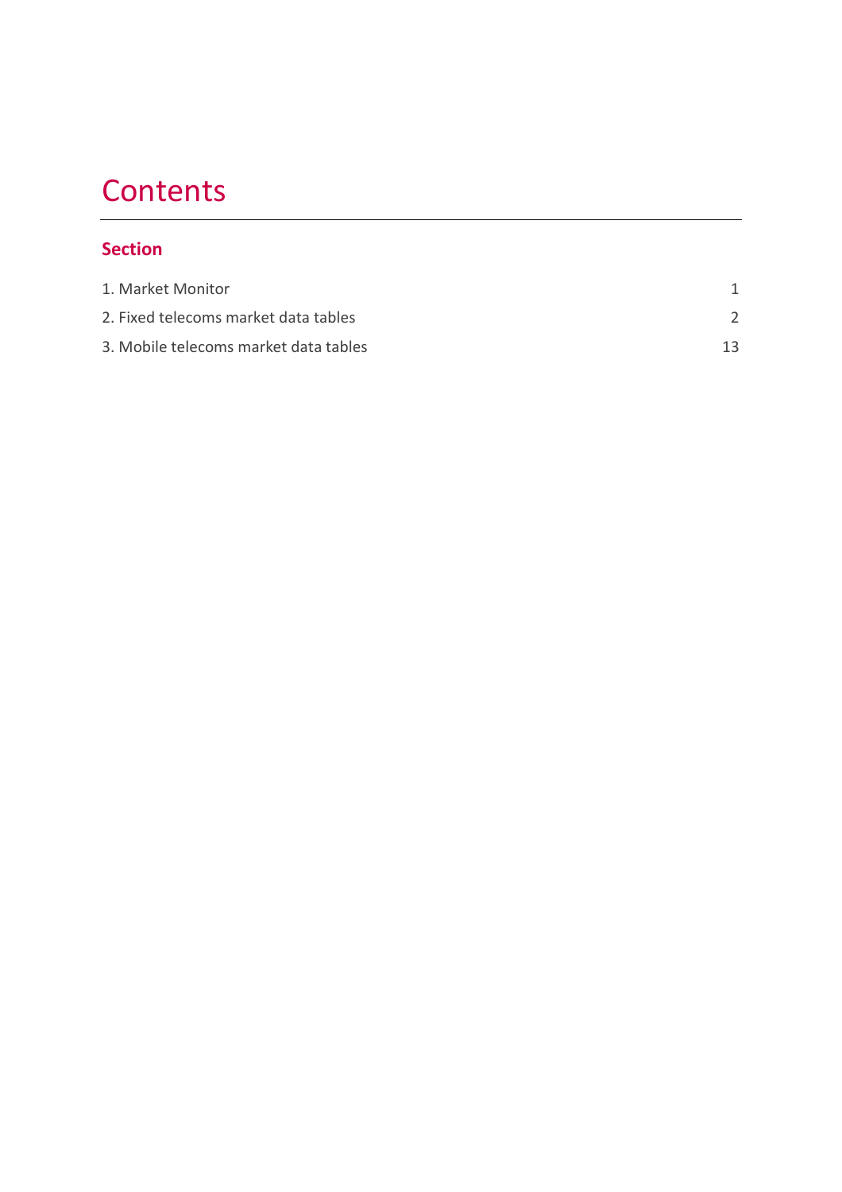# Contents

## Section

| | |
|---|---|
| 1. Market Monitor | 1 |
| 2. Fixed telecoms market data tables | 2 |
| 3. Mobile telecoms market data tables | 13 |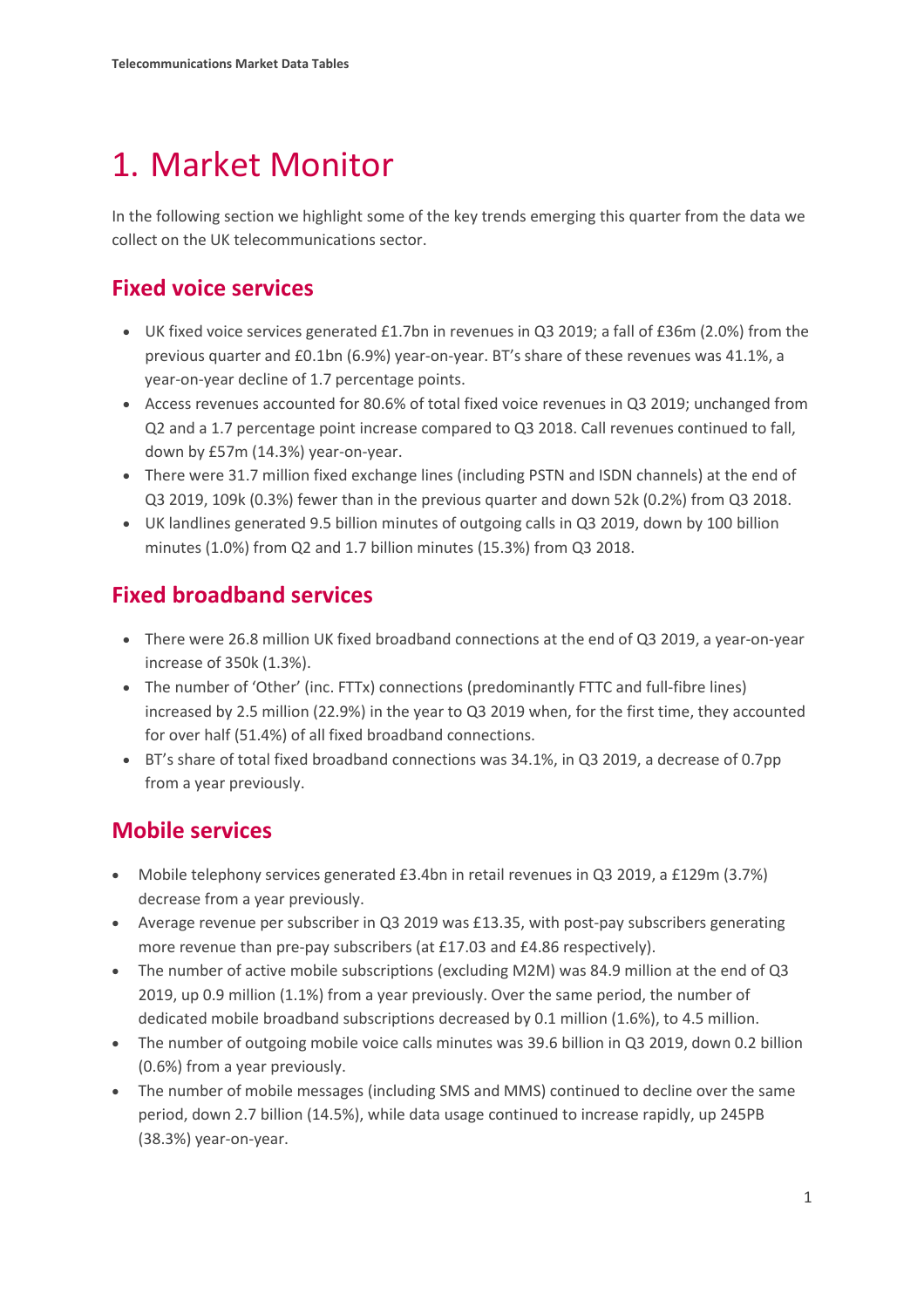# 1. Market Monitor

In the following section we highlight some of the key trends emerging this quarter from the data we collect on the UK telecommunications sector.

## Fixed voice services

- UK fixed voice services generated £1.7bn in revenues in Q3 2019; a fall of £36m (2.0%) from the previous quarter and £0.1bn (6.9%) year-on-year. BT's share of these revenues was 41.1%, a year-on-year decline of 1.7 percentage points.
- Access revenues accounted for 80.6% of total fixed voice revenues in Q3 2019; unchanged from Q2 and a 1.7 percentage point increase compared to Q3 2018. Call revenues continued to fall, down by £57m (14.3%) year-on-year.
- There were 31.7 million fixed exchange lines (including PSTN and ISDN channels) at the end of Q3 2019, 109k (0.3%) fewer than in the previous quarter and down 52k (0.2%) from Q3 2018.
- UK landlines generated 9.5 billion minutes of outgoing calls in Q3 2019, down by 100 billion minutes (1.0%) from Q2 and 1.7 billion minutes (15.3%) from Q3 2018.

## Fixed broadband services

- There were 26.8 million UK fixed broadband connections at the end of Q3 2019, a year-on-year increase of 350k (1.3%).
- The number of 'Other' (inc. FTTx) connections (predominantly FTTC and full-fibre lines) increased by 2.5 million (22.9%) in the year to Q3 2019 when, for the first time, they accounted for over half (51.4%) of all fixed broadband connections.
- BT's share of total fixed broadband connections was 34.1%, in Q3 2019, a decrease of 0.7pp from a year previously.

## Mobile services

- Mobile telephony services generated £3.4bn in retail revenues in Q3 2019, a £129m (3.7%) decrease from a year previously.
- Average revenue per subscriber in Q3 2019 was £13.35, with post-pay subscribers generating more revenue than pre-pay subscribers (at £17.03 and £4.86 respectively).
- The number of active mobile subscriptions (excluding M2M) was 84.9 million at the end of Q3 2019, up 0.9 million (1.1%) from a year previously. Over the same period, the number of dedicated mobile broadband subscriptions decreased by 0.1 million (1.6%), to 4.5 million.
- The number of outgoing mobile voice calls minutes was 39.6 billion in Q3 2019, down 0.2 billion (0.6%) from a year previously.
- The number of mobile messages (including SMS and MMS) continued to decline over the same period, down 2.7 billion (14.5%), while data usage continued to increase rapidly, up 245PB (38.3%) year-on-year.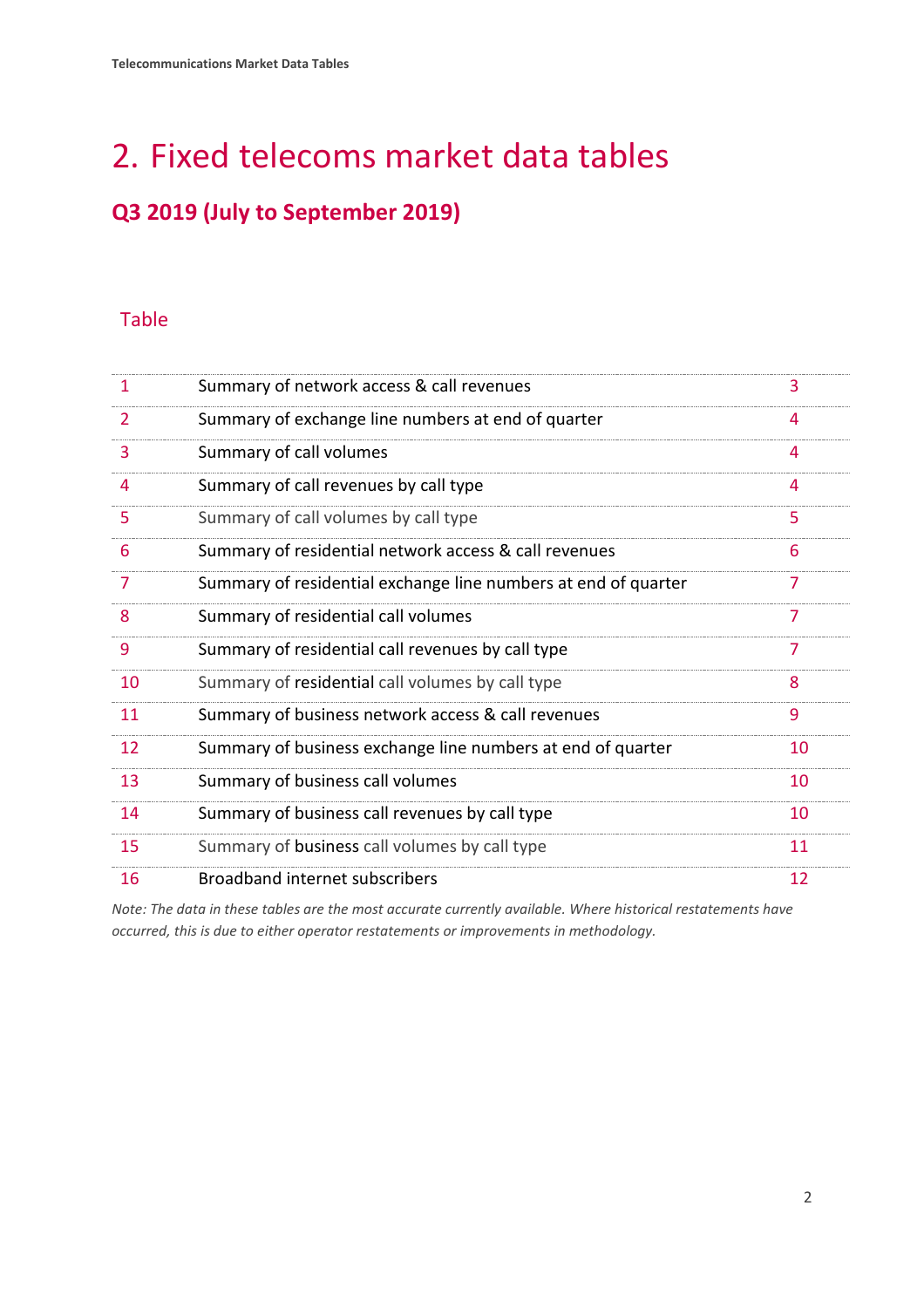# 2. Fixed telecoms market data tables

## Q3 2019 (July to September 2019)

Table

| | | |
|---|---|---|
| 1 | Summary of network access & call revenues | 3 |
| 2 | Summary of exchange line numbers at end of quarter | 4 |
| 3 | Summary of call volumes | 4 |
| 4 | Summary of call revenues by call type | 4 |
| 5 | Summary of call volumes by call type | 5 |
| 6 | Summary of residential network access & call revenues | 6 |
| 7 | Summary of residential exchange line numbers at end of quarter | 7 |
| 8 | Summary of residential call volumes | 7 |
| 9 | Summary of residential call revenues by call type | 7 |
| 10 | Summary of residential call volumes by call type | 8 |
| 11 | Summary of business network access & call revenues | 9 |
| 12 | Summary of business exchange line numbers at end of quarter | 10 |
| 13 | Summary of business call volumes | 10 |
| 14 | Summary of business call revenues by call type | 10 |
| 15 | Summary of business call volumes by call type | 11 |
| 16 | Broadband internet subscribers | 12 |

*Note: The data in these tables are the most accurate currently available. Where historical restatements have occurred, this is due to either operator restatements or improvements in methodology.*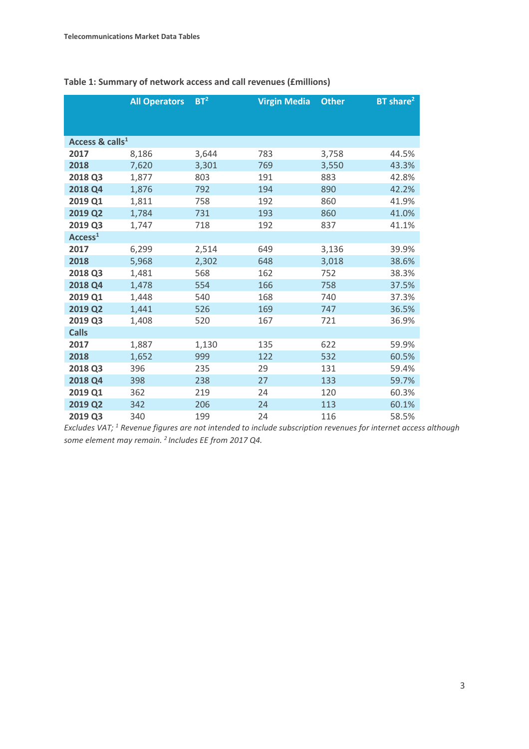**Table 1: Summary of network access and call revenues (£millions)**

| | All Operators | BT[2] | Virgin Media | Other | BT share[2] |
|---|---|---|---|---|---|
| **Access & calls[1]** | | | | | |
| **2017** | 8,186 | 3,644 | 783 | 3,758 | 44.5% |
| **2018** | 7,620 | 3,301 | 769 | 3,550 | 43.3% |
| **2018 Q3** | 1,877 | 803 | 191 | 883 | 42.8% |
| **2018 Q4** | 1,876 | 792 | 194 | 890 | 42.2% |
| **2019 Q1** | 1,811 | 758 | 192 | 860 | 41.9% |
| **2019 Q2** | 1,784 | 731 | 193 | 860 | 41.0% |
| **2019 Q3** | 1,747 | 718 | 192 | 837 | 41.1% |
| **Access[1]** | | | | | |
| **2017** | 6,299 | 2,514 | 649 | 3,136 | 39.9% |
| **2018** | 5,968 | 2,302 | 648 | 3,018 | 38.6% |
| **2018 Q3** | 1,481 | 568 | 162 | 752 | 38.3% |
| **2018 Q4** | 1,478 | 554 | 166 | 758 | 37.5% |
| **2019 Q1** | 1,448 | 540 | 168 | 740 | 37.3% |
| **2019 Q2** | 1,441 | 526 | 169 | 747 | 36.5% |
| **2019 Q3** | 1,408 | 520 | 167 | 721 | 36.9% |
| **Calls** | | | | | |
| **2017** | 1,887 | 1,130 | 135 | 622 | 59.9% |
| **2018** | 1,652 | 999 | 122 | 532 | 60.5% |
| **2018 Q3** | 396 | 235 | 29 | 131 | 59.4% |
| **2018 Q4** | 398 | 238 | 27 | 133 | 59.7% |
| **2019 Q1** | 362 | 219 | 24 | 120 | 60.3% |
| **2019 Q2** | 342 | 206 | 24 | 113 | 60.1% |
| **2019 Q3** | 340 | 199 | 24 | 116 | 58.5% |

*Excludes VAT; [1] Revenue figures are not intended to include subscription revenues for internet access although some element may remain. [2] Includes EE from 2017 Q4.*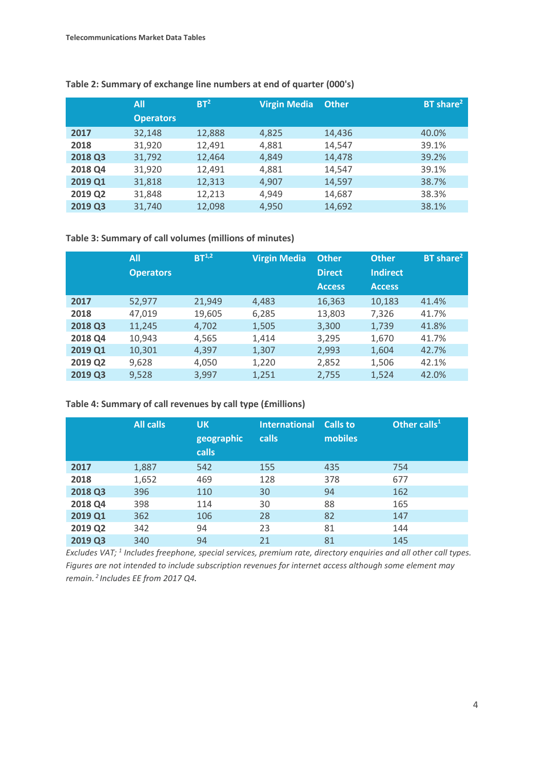### Table 2: Summary of exchange line numbers at end of quarter (000's)

| | All Operators | BT[2] | Virgin Media | Other | BT share[2] |
|---|---|---|---|---|---|
| **2017** | 32,148 | 12,888 | 4,825 | 14,436 | 40.0% |
| **2018** | 31,920 | 12,491 | 4,881 | 14,547 | 39.1% |
| **2018 Q3** | 31,792 | 12,464 | 4,849 | 14,478 | 39.2% |
| **2018 Q4** | 31,920 | 12,491 | 4,881 | 14,547 | 39.1% |
| **2019 Q1** | 31,818 | 12,313 | 4,907 | 14,597 | 38.7% |
| **2019 Q2** | 31,848 | 12,213 | 4,949 | 14,687 | 38.3% |
| **2019 Q3** | 31,740 | 12,098 | 4,950 | 14,692 | 38.1% |

### Table 3: Summary of call volumes (millions of minutes)

| | All Operators | BT[1,2] | Virgin Media | Other Direct Access | Other Indirect Access | BT share[2] |
|---|---|---|---|---|---|---|
| **2017** | 52,977 | 21,949 | 4,483 | 16,363 | 10,183 | 41.4% |
| **2018** | 47,019 | 19,605 | 6,285 | 13,803 | 7,326 | 41.7% |
| **2018 Q3** | 11,245 | 4,702 | 1,505 | 3,300 | 1,739 | 41.8% |
| **2018 Q4** | 10,943 | 4,565 | 1,414 | 3,295 | 1,670 | 41.7% |
| **2019 Q1** | 10,301 | 4,397 | 1,307 | 2,993 | 1,604 | 42.7% |
| **2019 Q2** | 9,628 | 4,050 | 1,220 | 2,852 | 1,506 | 42.1% |
| **2019 Q3** | 9,528 | 3,997 | 1,251 | 2,755 | 1,524 | 42.0% |

### Table 4: Summary of call revenues by call type (£millions)

| | All calls | UK geographic calls | International calls | Calls to mobiles | Other calls[1] |
|---|---|---|---|---|---|
| **2017** | 1,887 | 542 | 155 | 435 | 754 |
| **2018** | 1,652 | 469 | 128 | 378 | 677 |
| **2018 Q3** | 396 | 110 | 30 | 94 | 162 |
| **2018 Q4** | 398 | 114 | 30 | 88 | 165 |
| **2019 Q1** | 362 | 106 | 28 | 82 | 147 |
| **2019 Q2** | 342 | 94 | 23 | 81 | 144 |
| **2019 Q3** | 340 | 94 | 21 | 81 | 145 |

*Excludes VAT; [1] Includes freephone, special services, premium rate, directory enquiries and all other call types. Figures are not intended to include subscription revenues for internet access although some element may remain. [2] Includes EE from 2017 Q4.*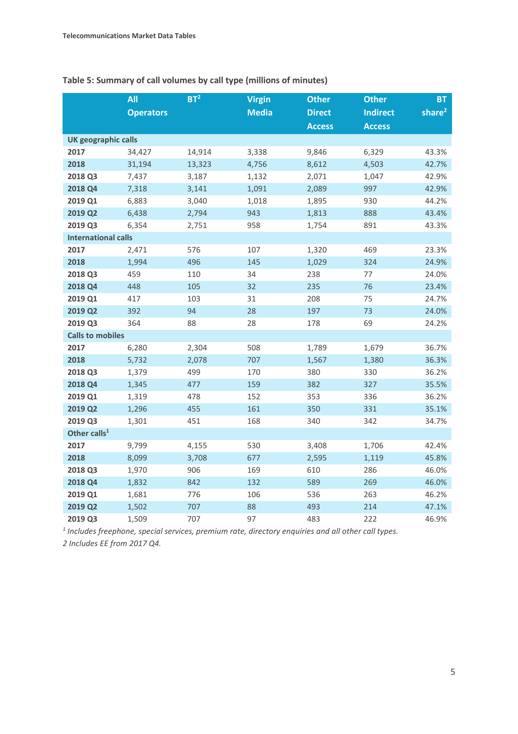**Table 5: Summary of call volumes by call type (millions of minutes)**

| | All Operators | BT[2] | Virgin Media | Other Direct Access | Other Indirect Access | BT share[2] |
|---|---|---|---|---|---|---|
| **UK geographic calls** | | | | | | |
| **2017** | 34,427 | 14,914 | 3,338 | 9,846 | 6,329 | 43.3% |
| **2018** | 31,194 | 13,323 | 4,756 | 8,612 | 4,503 | 42.7% |
| **2018 Q3** | 7,437 | 3,187 | 1,132 | 2,071 | 1,047 | 42.9% |
| **2018 Q4** | 7,318 | 3,141 | 1,091 | 2,089 | 997 | 42.9% |
| **2019 Q1** | 6,883 | 3,040 | 1,018 | 1,895 | 930 | 44.2% |
| **2019 Q2** | 6,438 | 2,794 | 943 | 1,813 | 888 | 43.4% |
| **2019 Q3** | 6,354 | 2,751 | 958 | 1,754 | 891 | 43.3% |
| **International calls** | | | | | | |
| **2017** | 2,471 | 576 | 107 | 1,320 | 469 | 23.3% |
| **2018** | 1,994 | 496 | 145 | 1,029 | 324 | 24.9% |
| **2018 Q3** | 459 | 110 | 34 | 238 | 77 | 24.0% |
| **2018 Q4** | 448 | 105 | 32 | 235 | 76 | 23.4% |
| **2019 Q1** | 417 | 103 | 31 | 208 | 75 | 24.7% |
| **2019 Q2** | 392 | 94 | 28 | 197 | 73 | 24.0% |
| **2019 Q3** | 364 | 88 | 28 | 178 | 69 | 24.2% |
| **Calls to mobiles** | | | | | | |
| **2017** | 6,280 | 2,304 | 508 | 1,789 | 1,679 | 36.7% |
| **2018** | 5,732 | 2,078 | 707 | 1,567 | 1,380 | 36.3% |
| **2018 Q3** | 1,379 | 499 | 170 | 380 | 330 | 36.2% |
| **2018 Q4** | 1,345 | 477 | 159 | 382 | 327 | 35.5% |
| **2019 Q1** | 1,319 | 478 | 152 | 353 | 336 | 36.2% |
| **2019 Q2** | 1,296 | 455 | 161 | 350 | 331 | 35.1% |
| **2019 Q3** | 1,301 | 451 | 168 | 340 | 342 | 34.7% |
| **Other calls[1]** | | | | | | |
| **2017** | 9,799 | 4,155 | 530 | 3,408 | 1,706 | 42.4% |
| **2018** | 8,099 | 3,708 | 677 | 2,595 | 1,119 | 45.8% |
| **2018 Q3** | 1,970 | 906 | 169 | 610 | 286 | 46.0% |
| **2018 Q4** | 1,832 | 842 | 132 | 589 | 269 | 46.0% |
| **2019 Q1** | 1,681 | 776 | 106 | 536 | 263 | 46.2% |
| **2019 Q2** | 1,502 | 707 | 88 | 493 | 214 | 47.1% |
| **2019 Q3** | 1,509 | 707 | 97 | 483 | 222 | 46.9% |

*[1] Includes freephone, special services, premium rate, directory enquiries and all other call types.*

*2 Includes EE from 2017 Q4.*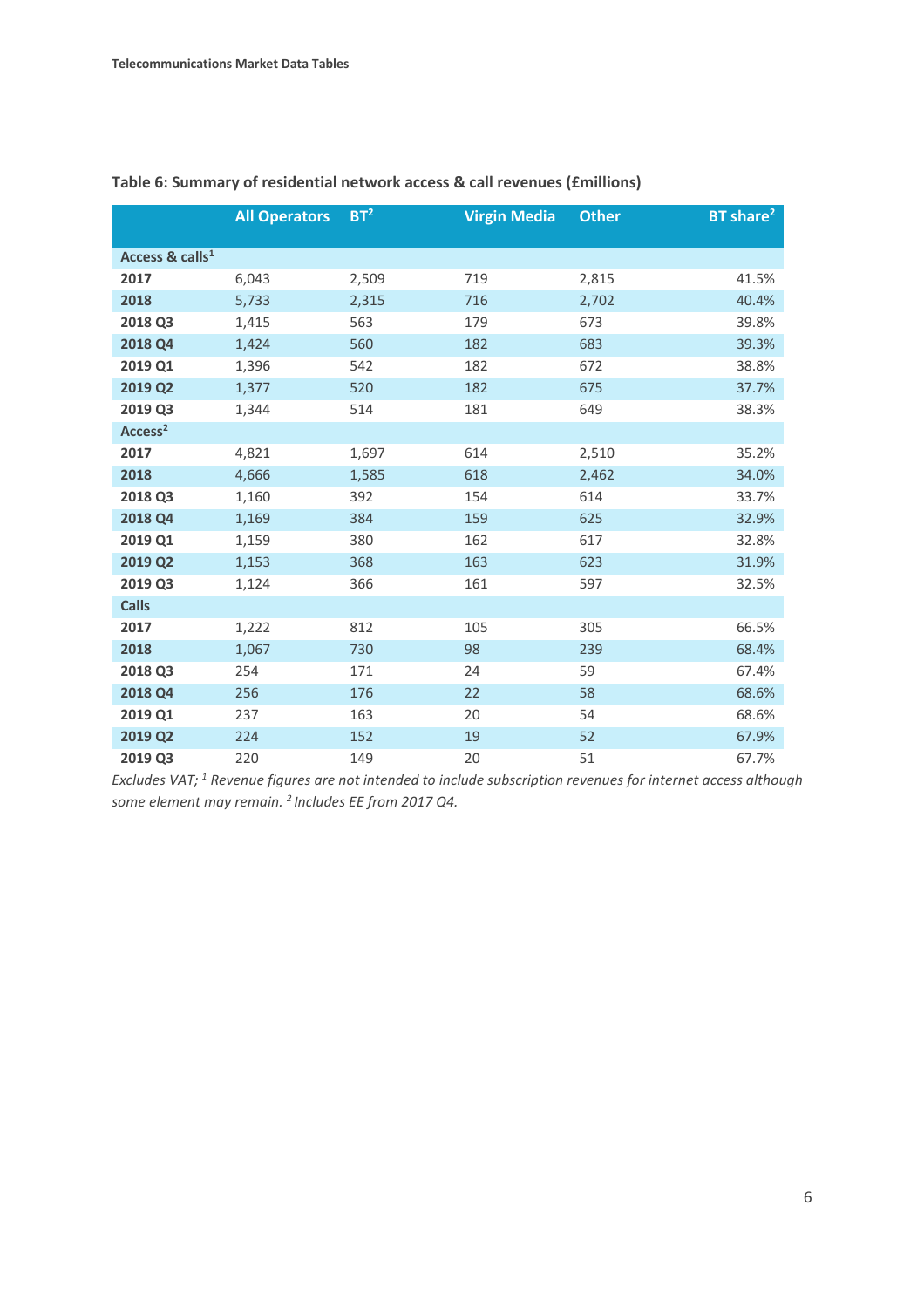**Table 6: Summary of residential network access & call revenues (£millions)**

| | All Operators | BT[2] | Virgin Media | Other | BT share[2] |
|---|---|---|---|---|---|
| **Access & calls[1]** | | | | | |
| **2017** | 6,043 | 2,509 | 719 | 2,815 | 41.5% |
| **2018** | 5,733 | 2,315 | 716 | 2,702 | 40.4% |
| **2018 Q3** | 1,415 | 563 | 179 | 673 | 39.8% |
| **2018 Q4** | 1,424 | 560 | 182 | 683 | 39.3% |
| **2019 Q1** | 1,396 | 542 | 182 | 672 | 38.8% |
| **2019 Q2** | 1,377 | 520 | 182 | 675 | 37.7% |
| **2019 Q3** | 1,344 | 514 | 181 | 649 | 38.3% |
| **Access[2]** | | | | | |
| **2017** | 4,821 | 1,697 | 614 | 2,510 | 35.2% |
| **2018** | 4,666 | 1,585 | 618 | 2,462 | 34.0% |
| **2018 Q3** | 1,160 | 392 | 154 | 614 | 33.7% |
| **2018 Q4** | 1,169 | 384 | 159 | 625 | 32.9% |
| **2019 Q1** | 1,159 | 380 | 162 | 617 | 32.8% |
| **2019 Q2** | 1,153 | 368 | 163 | 623 | 31.9% |
| **2019 Q3** | 1,124 | 366 | 161 | 597 | 32.5% |
| **Calls** | | | | | |
| **2017** | 1,222 | 812 | 105 | 305 | 66.5% |
| **2018** | 1,067 | 730 | 98 | 239 | 68.4% |
| **2018 Q3** | 254 | 171 | 24 | 59 | 67.4% |
| **2018 Q4** | 256 | 176 | 22 | 58 | 68.6% |
| **2019 Q1** | 237 | 163 | 20 | 54 | 68.6% |
| **2019 Q2** | 224 | 152 | 19 | 52 | 67.9% |
| **2019 Q3** | 220 | 149 | 20 | 51 | 67.7% |

*Excludes VAT; [1] Revenue figures are not intended to include subscription revenues for internet access although some element may remain. [2] Includes EE from 2017 Q4.*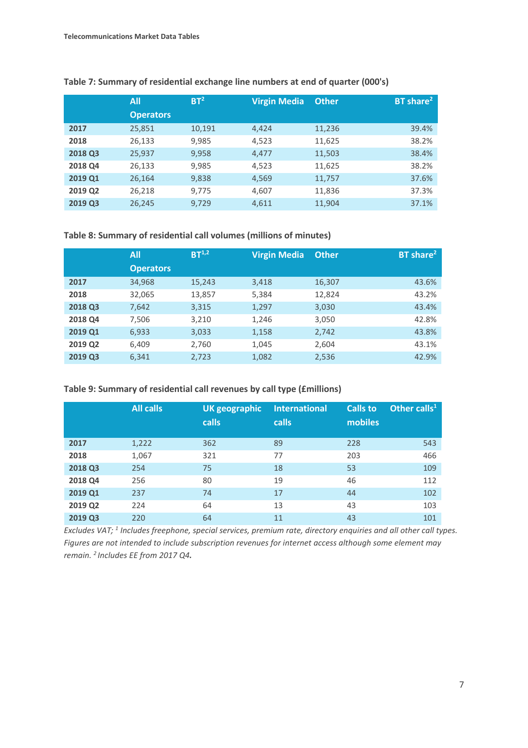### Table 7: Summary of residential exchange line numbers at end of quarter (000's)

| | All Operators | BT[2] | Virgin Media | Other | BT share[2] |
|---|---|---|---|---|---|
| **2017** | 25,851 | 10,191 | 4,424 | 11,236 | 39.4% |
| **2018** | 26,133 | 9,985 | 4,523 | 11,625 | 38.2% |
| **2018 Q3** | 25,937 | 9,958 | 4,477 | 11,503 | 38.4% |
| **2018 Q4** | 26,133 | 9,985 | 4,523 | 11,625 | 38.2% |
| **2019 Q1** | 26,164 | 9,838 | 4,569 | 11,757 | 37.6% |
| **2019 Q2** | 26,218 | 9,775 | 4,607 | 11,836 | 37.3% |
| **2019 Q3** | 26,245 | 9,729 | 4,611 | 11,904 | 37.1% |

### Table 8: Summary of residential call volumes (millions of minutes)

| | All Operators | BT[1,2] | Virgin Media | Other | BT share[2] |
|---|---|---|---|---|---|
| **2017** | 34,968 | 15,243 | 3,418 | 16,307 | 43.6% |
| **2018** | 32,065 | 13,857 | 5,384 | 12,824 | 43.2% |
| **2018 Q3** | 7,642 | 3,315 | 1,297 | 3,030 | 43.4% |
| **2018 Q4** | 7,506 | 3,210 | 1,246 | 3,050 | 42.8% |
| **2019 Q1** | 6,933 | 3,033 | 1,158 | 2,742 | 43.8% |
| **2019 Q2** | 6,409 | 2,760 | 1,045 | 2,604 | 43.1% |
| **2019 Q3** | 6,341 | 2,723 | 1,082 | 2,536 | 42.9% |

### Table 9: Summary of residential call revenues by call type (£millions)

| | All calls | UK geographic calls | International calls | Calls to mobiles | Other calls[1] |
|---|---|---|---|---|---|
| **2017** | 1,222 | 362 | 89 | 228 | 543 |
| **2018** | 1,067 | 321 | 77 | 203 | 466 |
| **2018 Q3** | 254 | 75 | 18 | 53 | 109 |
| **2018 Q4** | 256 | 80 | 19 | 46 | 112 |
| **2019 Q1** | 237 | 74 | 17 | 44 | 102 |
| **2019 Q2** | 224 | 64 | 13 | 43 | 103 |
| **2019 Q3** | 220 | 64 | 11 | 43 | 101 |

*Excludes VAT; [1] Includes freephone, special services, premium rate, directory enquiries and all other call types. Figures are not intended to include subscription revenues for internet access although some element may remain. [2] Includes EE from 2017 Q4.*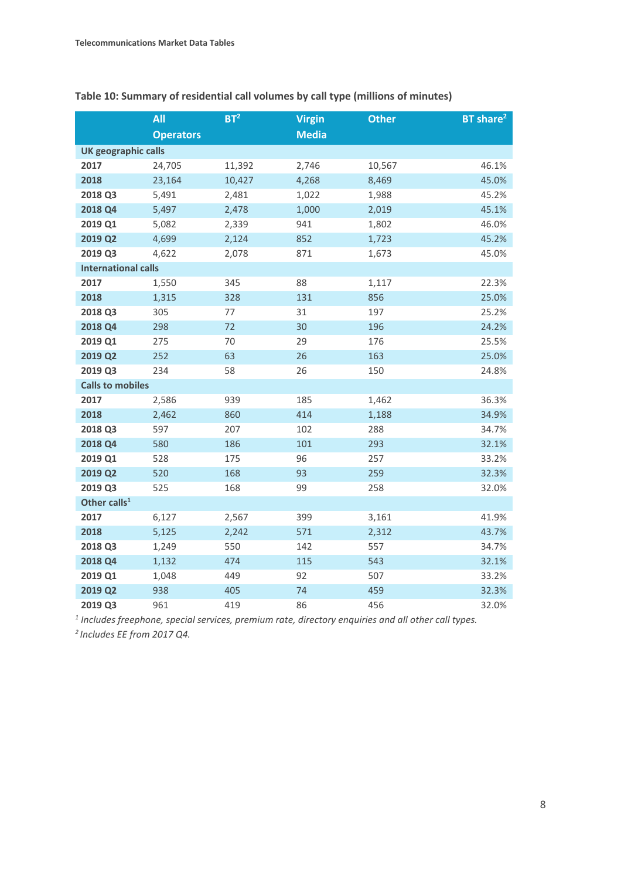**Table 10: Summary of residential call volumes by call type (millions of minutes)**

| | All Operators | BT[2] | Virgin Media | Other | BT share[2] |
|---|---|---|---|---|---|
| **UK geographic calls** | | | | | |
| **2017** | 24,705 | 11,392 | 2,746 | 10,567 | 46.1% |
| **2018** | 23,164 | 10,427 | 4,268 | 8,469 | 45.0% |
| **2018 Q3** | 5,491 | 2,481 | 1,022 | 1,988 | 45.2% |
| **2018 Q4** | 5,497 | 2,478 | 1,000 | 2,019 | 45.1% |
| **2019 Q1** | 5,082 | 2,339 | 941 | 1,802 | 46.0% |
| **2019 Q2** | 4,699 | 2,124 | 852 | 1,723 | 45.2% |
| **2019 Q3** | 4,622 | 2,078 | 871 | 1,673 | 45.0% |
| **International calls** | | | | | |
| **2017** | 1,550 | 345 | 88 | 1,117 | 22.3% |
| **2018** | 1,315 | 328 | 131 | 856 | 25.0% |
| **2018 Q3** | 305 | 77 | 31 | 197 | 25.2% |
| **2018 Q4** | 298 | 72 | 30 | 196 | 24.2% |
| **2019 Q1** | 275 | 70 | 29 | 176 | 25.5% |
| **2019 Q2** | 252 | 63 | 26 | 163 | 25.0% |
| **2019 Q3** | 234 | 58 | 26 | 150 | 24.8% |
| **Calls to mobiles** | | | | | |
| **2017** | 2,586 | 939 | 185 | 1,462 | 36.3% |
| **2018** | 2,462 | 860 | 414 | 1,188 | 34.9% |
| **2018 Q3** | 597 | 207 | 102 | 288 | 34.7% |
| **2018 Q4** | 580 | 186 | 101 | 293 | 32.1% |
| **2019 Q1** | 528 | 175 | 96 | 257 | 33.2% |
| **2019 Q2** | 520 | 168 | 93 | 259 | 32.3% |
| **2019 Q3** | 525 | 168 | 99 | 258 | 32.0% |
| **Other calls[1]** | | | | | |
| **2017** | 6,127 | 2,567 | 399 | 3,161 | 41.9% |
| **2018** | 5,125 | 2,242 | 571 | 2,312 | 43.7% |
| **2018 Q3** | 1,249 | 550 | 142 | 557 | 34.7% |
| **2018 Q4** | 1,132 | 474 | 115 | 543 | 32.1% |
| **2019 Q1** | 1,048 | 449 | 92 | 507 | 33.2% |
| **2019 Q2** | 938 | 405 | 74 | 459 | 32.3% |
| **2019 Q3** | 961 | 419 | 86 | 456 | 32.0% |

*[1] Includes freephone, special services, premium rate, directory enquiries and all other call types.*

*[2] Includes EE from 2017 Q4.*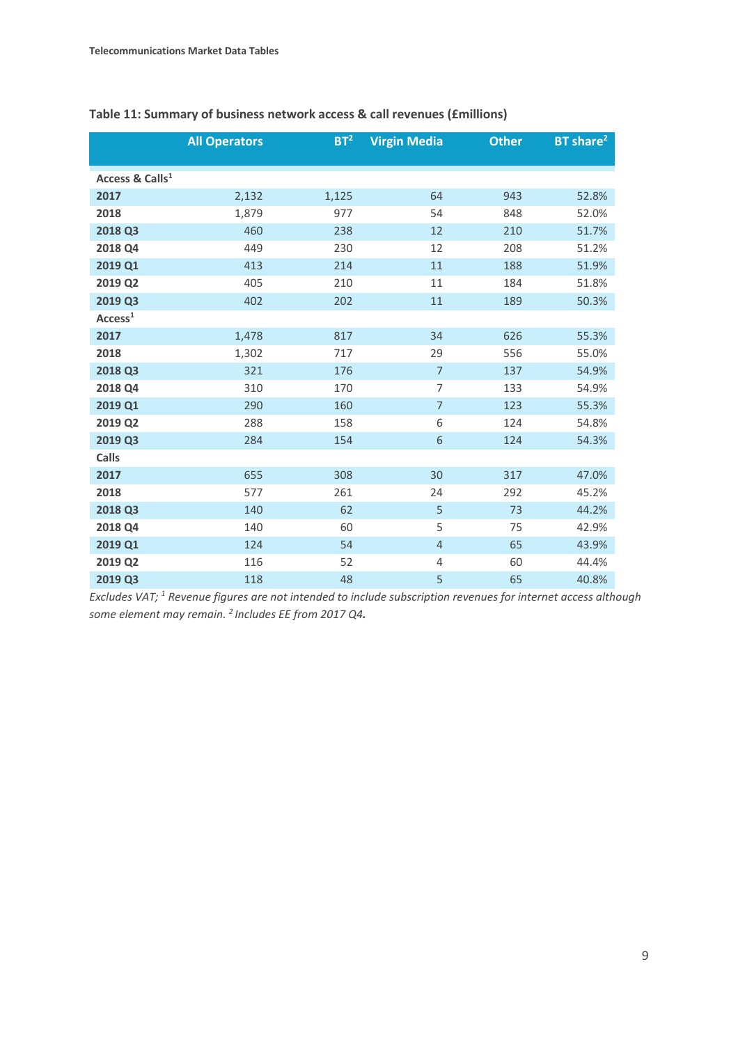**Table 11: Summary of business network access & call revenues (£millions)**

| | All Operators | BT[2] | Virgin Media | Other | BT share[2] |
|---|---|---|---|---|---|
| **Access & Calls[1]** | | | | | |
| **2017** | 2,132 | 1,125 | 64 | 943 | 52.8% |
| **2018** | 1,879 | 977 | 54 | 848 | 52.0% |
| **2018 Q3** | 460 | 238 | 12 | 210 | 51.7% |
| **2018 Q4** | 449 | 230 | 12 | 208 | 51.2% |
| **2019 Q1** | 413 | 214 | 11 | 188 | 51.9% |
| **2019 Q2** | 405 | 210 | 11 | 184 | 51.8% |
| **2019 Q3** | 402 | 202 | 11 | 189 | 50.3% |
| **Access[1]** | | | | | |
| **2017** | 1,478 | 817 | 34 | 626 | 55.3% |
| **2018** | 1,302 | 717 | 29 | 556 | 55.0% |
| **2018 Q3** | 321 | 176 | 7 | 137 | 54.9% |
| **2018 Q4** | 310 | 170 | 7 | 133 | 54.9% |
| **2019 Q1** | 290 | 160 | 7 | 123 | 55.3% |
| **2019 Q2** | 288 | 158 | 6 | 124 | 54.8% |
| **2019 Q3** | 284 | 154 | 6 | 124 | 54.3% |
| **Calls** | | | | | |
| **2017** | 655 | 308 | 30 | 317 | 47.0% |
| **2018** | 577 | 261 | 24 | 292 | 45.2% |
| **2018 Q3** | 140 | 62 | 5 | 73 | 44.2% |
| **2018 Q4** | 140 | 60 | 5 | 75 | 42.9% |
| **2019 Q1** | 124 | 54 | 4 | 65 | 43.9% |
| **2019 Q2** | 116 | 52 | 4 | 60 | 44.4% |
| **2019 Q3** | 118 | 48 | 5 | 65 | 40.8% |

*Excludes VAT; [1] Revenue figures are not intended to include subscription revenues for internet access although some element may remain. [2] Includes EE from 2017 Q4.*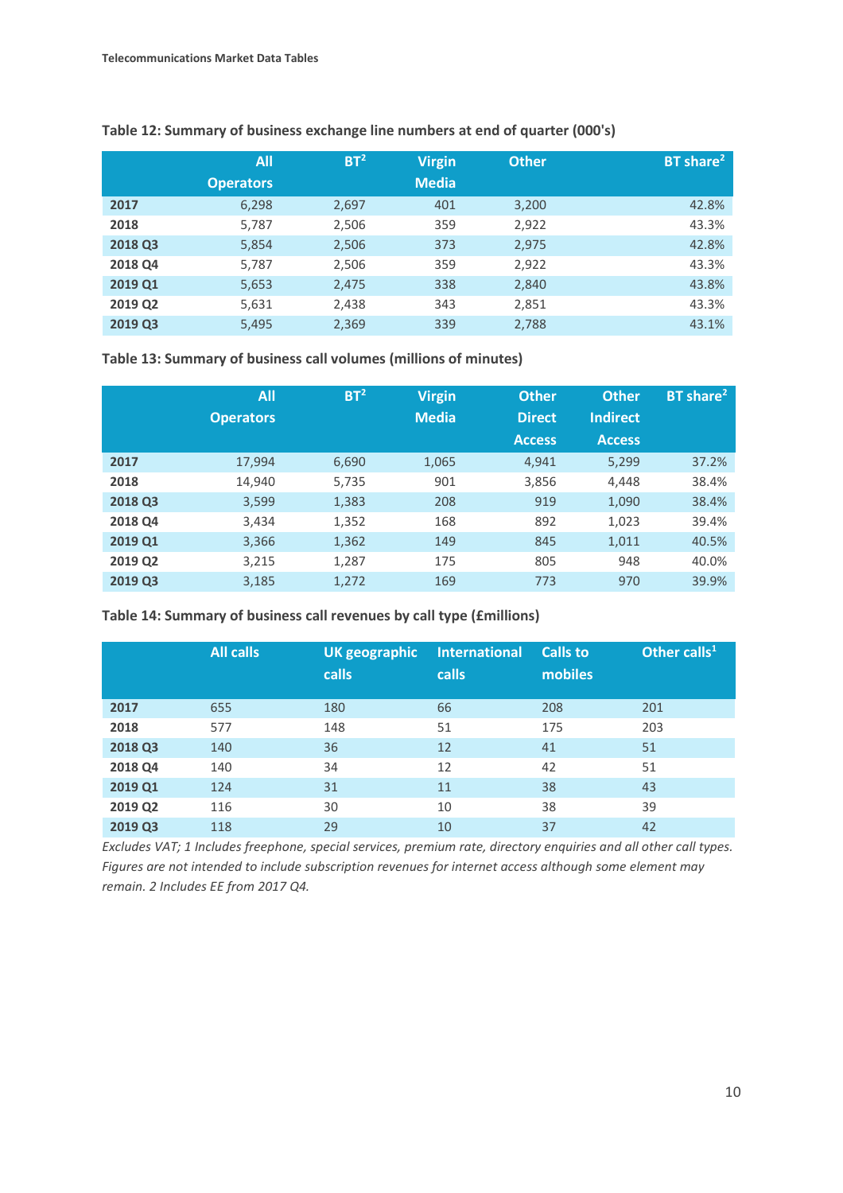**Table 12: Summary of business exchange line numbers at end of quarter (000's)**

| | All Operators | BT[2] | Virgin Media | Other | BT share[2] |
|---|---|---|---|---|---|
| **2017** | 6,298 | 2,697 | 401 | 3,200 | 42.8% |
| **2018** | 5,787 | 2,506 | 359 | 2,922 | 43.3% |
| **2018 Q3** | 5,854 | 2,506 | 373 | 2,975 | 42.8% |
| **2018 Q4** | 5,787 | 2,506 | 359 | 2,922 | 43.3% |
| **2019 Q1** | 5,653 | 2,475 | 338 | 2,840 | 43.8% |
| **2019 Q2** | 5,631 | 2,438 | 343 | 2,851 | 43.3% |
| **2019 Q3** | 5,495 | 2,369 | 339 | 2,788 | 43.1% |

**Table 13: Summary of business call volumes (millions of minutes)**

| | All Operators | BT[2] | Virgin Media | Other Direct Access | Other Indirect Access | BT share[2] |
|---|---|---|---|---|---|---|
| **2017** | 17,994 | 6,690 | 1,065 | 4,941 | 5,299 | 37.2% |
| **2018** | 14,940 | 5,735 | 901 | 3,856 | 4,448 | 38.4% |
| **2018 Q3** | 3,599 | 1,383 | 208 | 919 | 1,090 | 38.4% |
| **2018 Q4** | 3,434 | 1,352 | 168 | 892 | 1,023 | 39.4% |
| **2019 Q1** | 3,366 | 1,362 | 149 | 845 | 1,011 | 40.5% |
| **2019 Q2** | 3,215 | 1,287 | 175 | 805 | 948 | 40.0% |
| **2019 Q3** | 3,185 | 1,272 | 169 | 773 | 970 | 39.9% |

**Table 14: Summary of business call revenues by call type (£millions)**

| | All calls | UK geographic calls | International calls | Calls to mobiles | Other calls[1] |
|---|---|---|---|---|---|
| **2017** | 655 | 180 | 66 | 208 | 201 |
| **2018** | 577 | 148 | 51 | 175 | 203 |
| **2018 Q3** | 140 | 36 | 12 | 41 | 51 |
| **2018 Q4** | 140 | 34 | 12 | 42 | 51 |
| **2019 Q1** | 124 | 31 | 11 | 38 | 43 |
| **2019 Q2** | 116 | 30 | 10 | 38 | 39 |
| **2019 Q3** | 118 | 29 | 10 | 37 | 42 |

*Excludes VAT; 1 Includes freephone, special services, premium rate, directory enquiries and all other call types. Figures are not intended to include subscription revenues for internet access although some element may remain. 2 Includes EE from 2017 Q4.*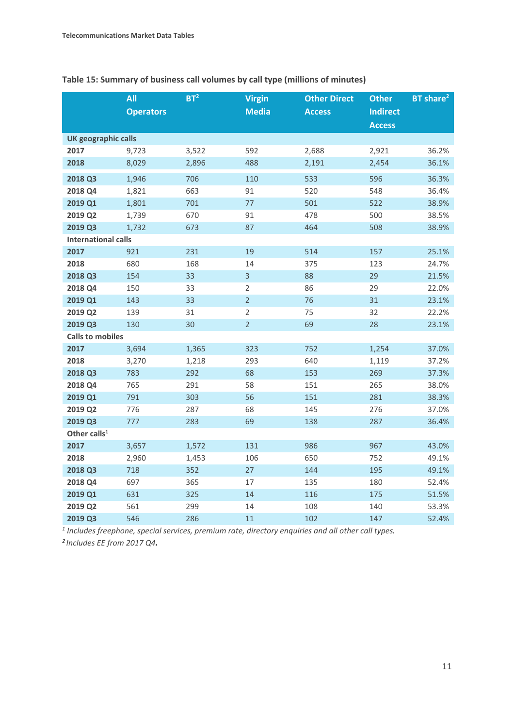**Table 15: Summary of business call volumes by call type (millions of minutes)**

| | All Operators | BT[2] | Virgin Media | Other Direct Access | Other Indirect Access | BT share[2] |
|---|---|---|---|---|---|---|
| **UK geographic calls** | | | | | | |
| **2017** | 9,723 | 3,522 | 592 | 2,688 | 2,921 | 36.2% |
| **2018** | 8,029 | 2,896 | 488 | 2,191 | 2,454 | 36.1% |
| **2018 Q3** | 1,946 | 706 | 110 | 533 | 596 | 36.3% |
| **2018 Q4** | 1,821 | 663 | 91 | 520 | 548 | 36.4% |
| **2019 Q1** | 1,801 | 701 | 77 | 501 | 522 | 38.9% |
| **2019 Q2** | 1,739 | 670 | 91 | 478 | 500 | 38.5% |
| **2019 Q3** | 1,732 | 673 | 87 | 464 | 508 | 38.9% |
| **International calls** | | | | | | |
| **2017** | 921 | 231 | 19 | 514 | 157 | 25.1% |
| **2018** | 680 | 168 | 14 | 375 | 123 | 24.7% |
| **2018 Q3** | 154 | 33 | 3 | 88 | 29 | 21.5% |
| **2018 Q4** | 150 | 33 | 2 | 86 | 29 | 22.0% |
| **2019 Q1** | 143 | 33 | 2 | 76 | 31 | 23.1% |
| **2019 Q2** | 139 | 31 | 2 | 75 | 32 | 22.2% |
| **2019 Q3** | 130 | 30 | 2 | 69 | 28 | 23.1% |
| **Calls to mobiles** | | | | | | |
| **2017** | 3,694 | 1,365 | 323 | 752 | 1,254 | 37.0% |
| **2018** | 3,270 | 1,218 | 293 | 640 | 1,119 | 37.2% |
| **2018 Q3** | 783 | 292 | 68 | 153 | 269 | 37.3% |
| **2018 Q4** | 765 | 291 | 58 | 151 | 265 | 38.0% |
| **2019 Q1** | 791 | 303 | 56 | 151 | 281 | 38.3% |
| **2019 Q2** | 776 | 287 | 68 | 145 | 276 | 37.0% |
| **2019 Q3** | 777 | 283 | 69 | 138 | 287 | 36.4% |
| **Other calls[1]** | | | | | | |
| **2017** | 3,657 | 1,572 | 131 | 986 | 967 | 43.0% |
| **2018** | 2,960 | 1,453 | 106 | 650 | 752 | 49.1% |
| **2018 Q3** | 718 | 352 | 27 | 144 | 195 | 49.1% |
| **2018 Q4** | 697 | 365 | 17 | 135 | 180 | 52.4% |
| **2019 Q1** | 631 | 325 | 14 | 116 | 175 | 51.5% |
| **2019 Q2** | 561 | 299 | 14 | 108 | 140 | 53.3% |
| **2019 Q3** | 546 | 286 | 11 | 102 | 147 | 52.4% |

*[1] Includes freephone, special services, premium rate, directory enquiries and all other call types.*

*[2] Includes EE from 2017 Q4.*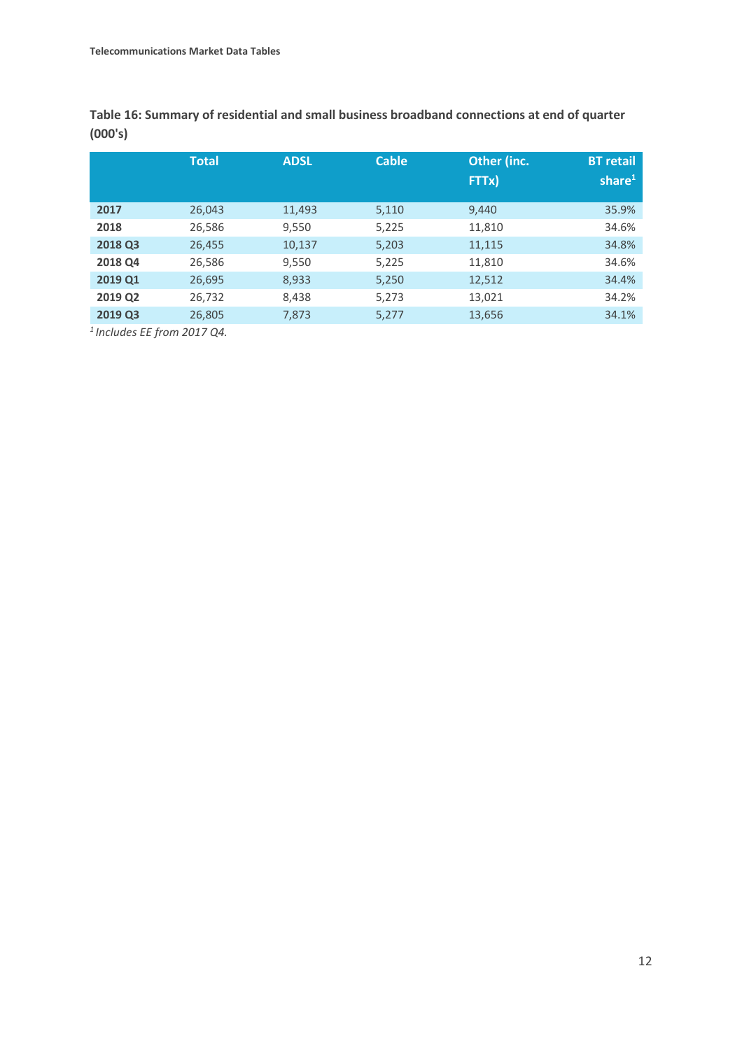**Table 16: Summary of residential and small business broadband connections at end of quarter (000's)**

| | Total | ADSL | Cable | Other (inc. FTTx) | BT retail share[1] |
|---|---|---|---|---|---|
| **2017** | 26,043 | 11,493 | 5,110 | 9,440 | 35.9% |
| **2018** | 26,586 | 9,550 | 5,225 | 11,810 | 34.6% |
| **2018 Q3** | 26,455 | 10,137 | 5,203 | 11,115 | 34.8% |
| **2018 Q4** | 26,586 | 9,550 | 5,225 | 11,810 | 34.6% |
| **2019 Q1** | 26,695 | 8,933 | 5,250 | 12,512 | 34.4% |
| **2019 Q2** | 26,732 | 8,438 | 5,273 | 13,021 | 34.2% |
| **2019 Q3** | 26,805 | 7,873 | 5,277 | 13,656 | 34.1% |

*[1] Includes EE from 2017 Q4.*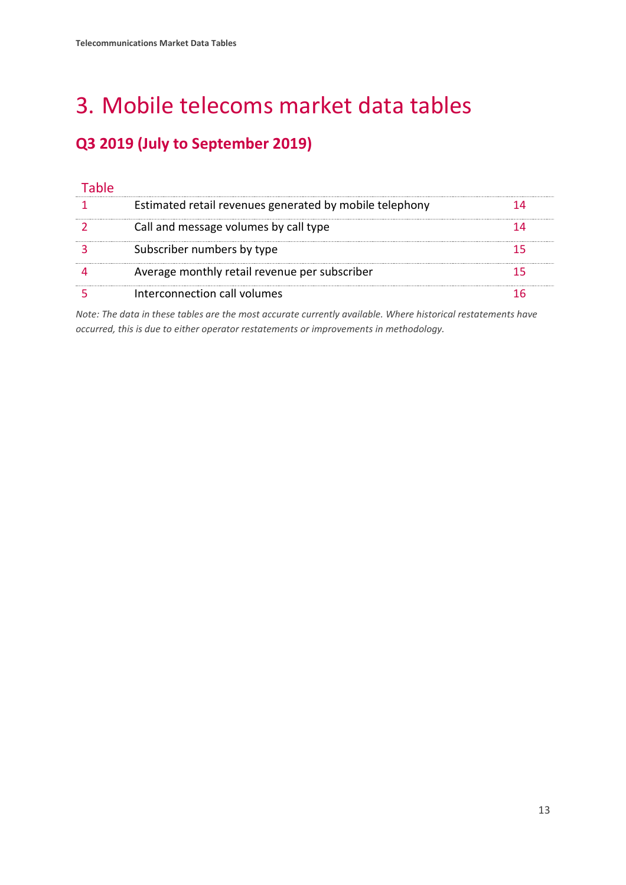# 3. Mobile telecoms market data tables

## Q3 2019 (July to September 2019)

| Table | | |
|---|---|---|
| 1 | Estimated retail revenues generated by mobile telephony | 14 |
| 2 | Call and message volumes by call type | 14 |
| 3 | Subscriber numbers by type | 15 |
| 4 | Average monthly retail revenue per subscriber | 15 |
| 5 | Interconnection call volumes | 16 |

*Note: The data in these tables are the most accurate currently available. Where historical restatements have occurred, this is due to either operator restatements or improvements in methodology.*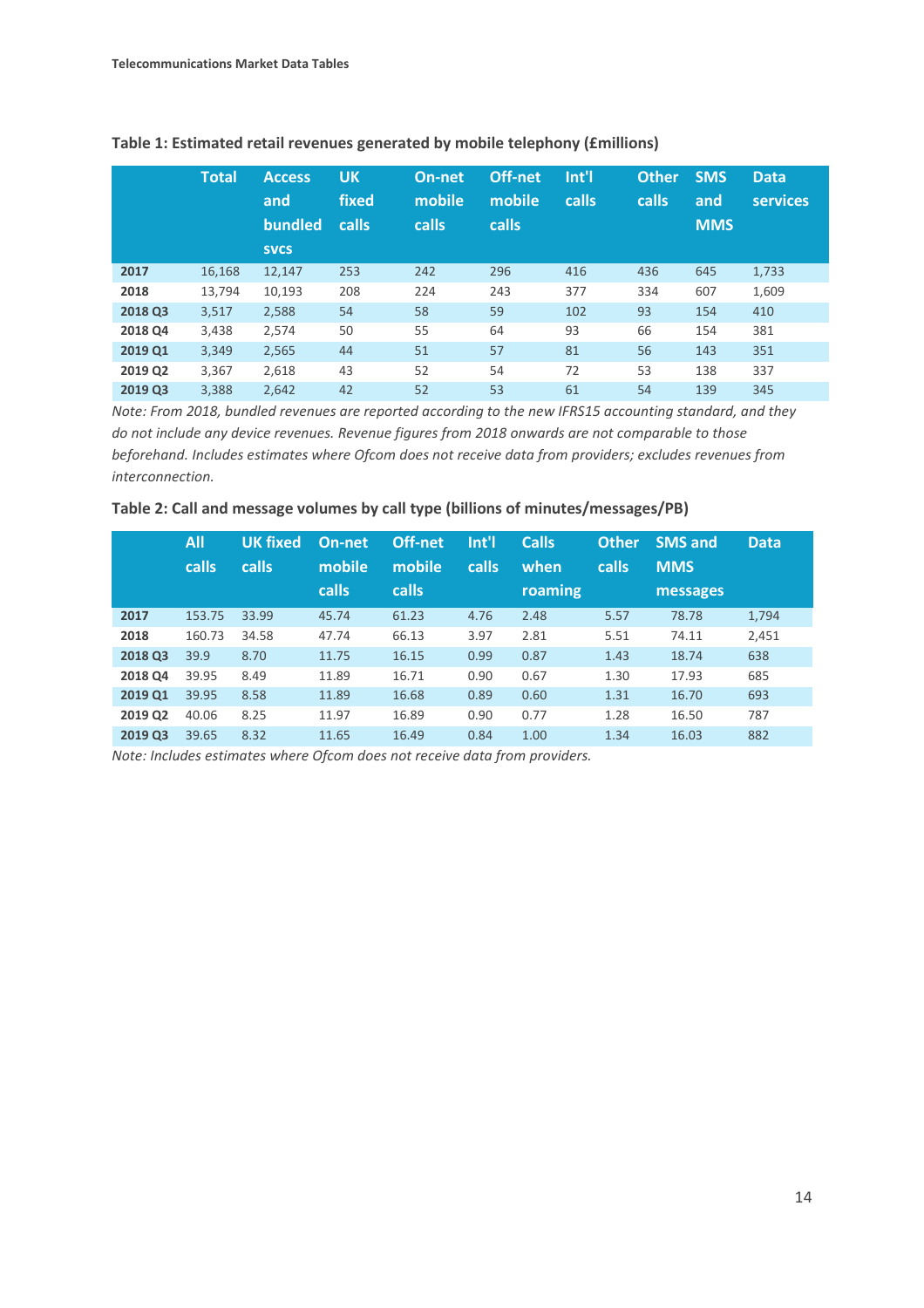**Table 1: Estimated retail revenues generated by mobile telephony (£millions)**

| | Total | Access and bundled svcs | UK fixed calls | On-net mobile calls | Off-net mobile calls | Int'l calls | Other calls | SMS and MMS | Data services |
|---|---|---|---|---|---|---|---|---|---|
| **2017** | 16,168 | 12,147 | 253 | 242 | 296 | 416 | 436 | 645 | 1,733 |
| **2018** | 13,794 | 10,193 | 208 | 224 | 243 | 377 | 334 | 607 | 1,609 |
| **2018 Q3** | 3,517 | 2,588 | 54 | 58 | 59 | 102 | 93 | 154 | 410 |
| **2018 Q4** | 3,438 | 2,574 | 50 | 55 | 64 | 93 | 66 | 154 | 381 |
| **2019 Q1** | 3,349 | 2,565 | 44 | 51 | 57 | 81 | 56 | 143 | 351 |
| **2019 Q2** | 3,367 | 2,618 | 43 | 52 | 54 | 72 | 53 | 138 | 337 |
| **2019 Q3** | 3,388 | 2,642 | 42 | 52 | 53 | 61 | 54 | 139 | 345 |

*Note: From 2018, bundled revenues are reported according to the new IFRS15 accounting standard, and they do not include any device revenues. Revenue figures from 2018 onwards are not comparable to those beforehand. Includes estimates where Ofcom does not receive data from providers; excludes revenues from interconnection.*

**Table 2: Call and message volumes by call type (billions of minutes/messages/PB)**

| | All calls | UK fixed calls | On-net mobile calls | Off-net mobile calls | Int'l calls | Calls when roaming | Other calls | SMS and MMS messages | Data |
|---|---|---|---|---|---|---|---|---|---|
| **2017** | 153.75 | 33.99 | 45.74 | 61.23 | 4.76 | 2.48 | 5.57 | 78.78 | 1,794 |
| **2018** | 160.73 | 34.58 | 47.74 | 66.13 | 3.97 | 2.81 | 5.51 | 74.11 | 2,451 |
| **2018 Q3** | 39.9 | 8.70 | 11.75 | 16.15 | 0.99 | 0.87 | 1.43 | 18.74 | 638 |
| **2018 Q4** | 39.95 | 8.49 | 11.89 | 16.71 | 0.90 | 0.67 | 1.30 | 17.93 | 685 |
| **2019 Q1** | 39.95 | 8.58 | 11.89 | 16.68 | 0.89 | 0.60 | 1.31 | 16.70 | 693 |
| **2019 Q2** | 40.06 | 8.25 | 11.97 | 16.89 | 0.90 | 0.77 | 1.28 | 16.50 | 787 |
| **2019 Q3** | 39.65 | 8.32 | 11.65 | 16.49 | 0.84 | 1.00 | 1.34 | 16.03 | 882 |

*Note: Includes estimates where Ofcom does not receive data from providers.*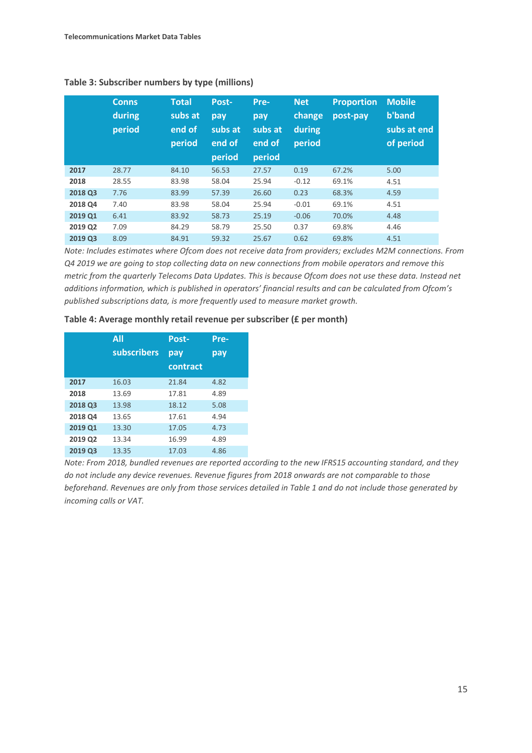**Table 3: Subscriber numbers by type (millions)**

| | Conns during period | Total subs at end of period | Post-pay subs at end of period | Pre-pay subs at end of period | Net change during period | Proportion post-pay | Mobile b'band subs at end of period |
|---|---|---|---|---|---|---|---|
| **2017** | 28.77 | 84.10 | 56.53 | 27.57 | 0.19 | 67.2% | 5.00 |
| **2018** | 28.55 | 83.98 | 58.04 | 25.94 | -0.12 | 69.1% | 4.51 |
| **2018 Q3** | 7.76 | 83.99 | 57.39 | 26.60 | 0.23 | 68.3% | 4.59 |
| **2018 Q4** | 7.40 | 83.98 | 58.04 | 25.94 | -0.01 | 69.1% | 4.51 |
| **2019 Q1** | 6.41 | 83.92 | 58.73 | 25.19 | -0.06 | 70.0% | 4.48 |
| **2019 Q2** | 7.09 | 84.29 | 58.79 | 25.50 | 0.37 | 69.8% | 4.46 |
| **2019 Q3** | 8.09 | 84.91 | 59.32 | 25.67 | 0.62 | 69.8% | 4.51 |

*Note: Includes estimates where Ofcom does not receive data from providers; excludes M2M connections. From Q4 2019 we are going to stop collecting data on new connections from mobile operators and remove this metric from the quarterly Telecoms Data Updates. This is because Ofcom does not use these data. Instead net additions information, which is published in operators' financial results and can be calculated from Ofcom's published subscriptions data, is more frequently used to measure market growth.*

**Table 4: Average monthly retail revenue per subscriber (£ per month)**

| | All subscribers | Post-pay contract | Pre-pay |
|---|---|---|---|
| **2017** | 16.03 | 21.84 | 4.82 |
| **2018** | 13.69 | 17.81 | 4.89 |
| **2018 Q3** | 13.98 | 18.12 | 5.08 |
| **2018 Q4** | 13.65 | 17.61 | 4.94 |
| **2019 Q1** | 13.30 | 17.05 | 4.73 |
| **2019 Q2** | 13.34 | 16.99 | 4.89 |
| **2019 Q3** | 13.35 | 17.03 | 4.86 |

*Note: From 2018, bundled revenues are reported according to the new IFRS15 accounting standard, and they do not include any device revenues. Revenue figures from 2018 onwards are not comparable to those beforehand. Revenues are only from those services detailed in Table 1 and do not include those generated by incoming calls or VAT.*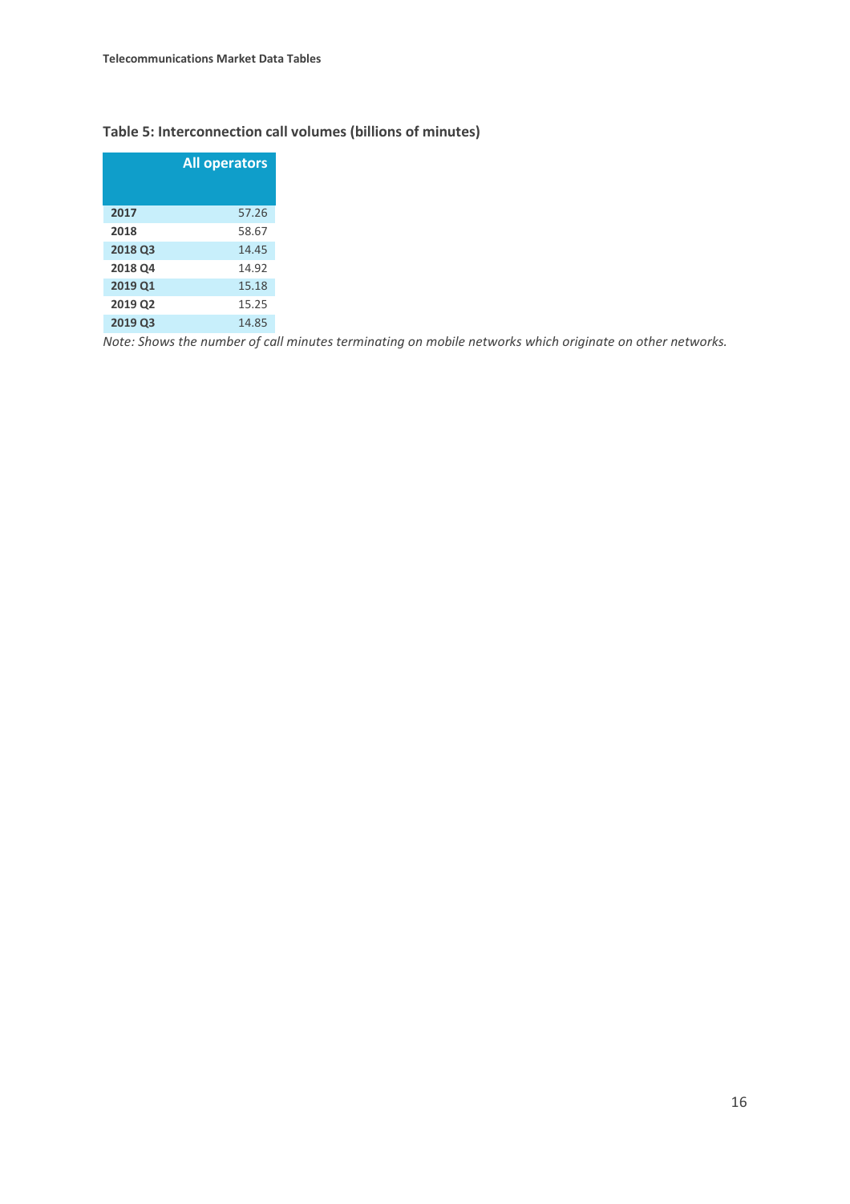### Table 5: Interconnection call volumes (billions of minutes)

| | All operators |
|---|---|
| **2017** | 57.26 |
| **2018** | 58.67 |
| **2018 Q3** | 14.45 |
| **2018 Q4** | 14.92 |
| **2019 Q1** | 15.18 |
| **2019 Q2** | 15.25 |
| **2019 Q3** | 14.85 |

*Note: Shows the number of call minutes terminating on mobile networks which originate on other networks.*